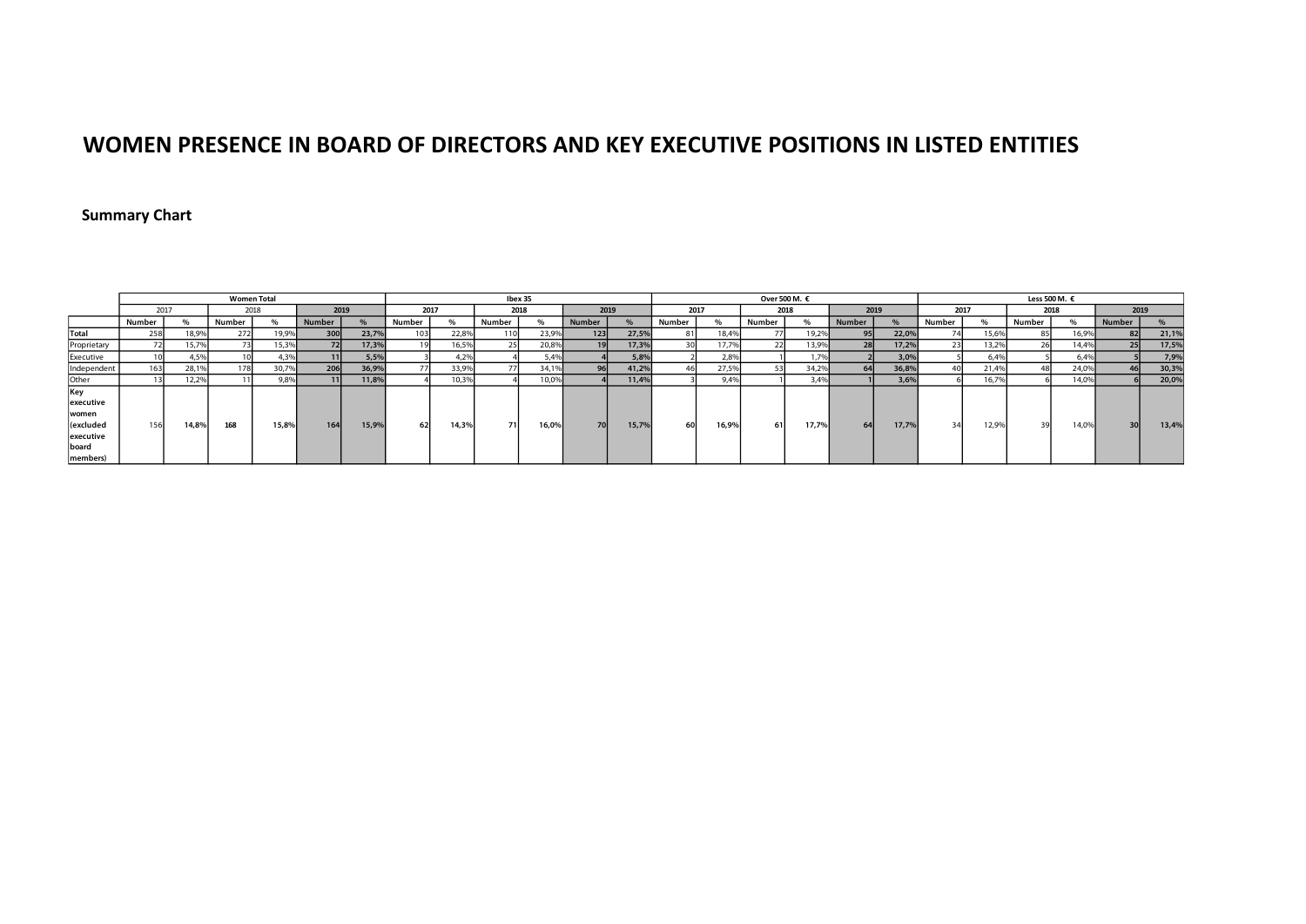# WOMEN PRESENCE IN BOARD OF DIRECTORS AND KEY EXECUTIVE POSITIONS IN LISTED ENTITIES

## Summary Chart

| | Women Total | | | | | | Ibex 35 | | | | | | Over 500 M. € | | | | | | Less 500 M. € | | | | | |
|---|---|---|---|---|---|---|---|---|---|---|---|---|---|---|---|---|---|---|---|---|---|---|---|---|
| | 2017 | | 2018 | | 2019 | | 2017 | | 2018 | | 2019 | | 2017 | | 2018 | | 2019 | | 2017 | | 2018 | | 2019 | |
| | Number | % | Number | % | Number | % | Number | % | Number | % | Number | % | Number | % | Number | % | Number | % | Number | % | Number | % | Number | % |
| Total | 258 | 18,9% | 272 | 19,9% | 300 | 23,7% | 103 | 22,8% | 110 | 23,9% | 123 | 27,5% | 81 | 18,4% | 77 | 19,2% | 95 | 22,0% | 74 | 15,6% | 85 | 16,9% | 82 | 21,1% |
| Proprietary | 72 | 15,7% | 73 | 15,3% | 72 | 17,3% | 19 | 16,5% | 25 | 20,8% | 19 | 17,3% | 30 | 17,7% | 22 | 13,9% | 28 | 17,2% | 23 | 13,2% | 26 | 14,4% | 25 | 17,5% |
| Executive | 10 | 4,5% | 10 | 4,3% | 11 | 5,5% | 3 | 4,2% | 4 | 5,4% | 4 | 5,8% | 2 | 2,8% | 1 | 1,7% | 2 | 3,0% | 5 | 6,4% | 5 | 6,4% | 5 | 7,9% |
| Independent | 163 | 28,1% | 178 | 30,7% | 206 | 36,9% | 77 | 33,9% | 77 | 34,1% | 96 | 41,2% | 46 | 27,5% | 53 | 34,2% | 64 | 36,8% | 40 | 21,4% | 48 | 24,0% | 46 | 30,3% |
| Other | 13 | 12,2% | 11 | 9,8% | 11 | 11,8% | 4 | 10,3% | 4 | 10,0% | 4 | 11,4% | 3 | 9,4% | 1 | 3,4% | 1 | 3,6% | 6 | 16,7% | 6 | 14,0% | 6 | 20,0% |
| Key executive women (excluded executive board members) | 156 | 14,8% | 168 | 15,8% | 164 | 15,9% | 62 | 14,3% | 71 | 16,0% | 70 | 15,7% | 60 | 16,9% | 61 | 17,7% | 64 | 17,7% | 34 | 12,9% | 39 | 14,0% | 30 | 13,4% |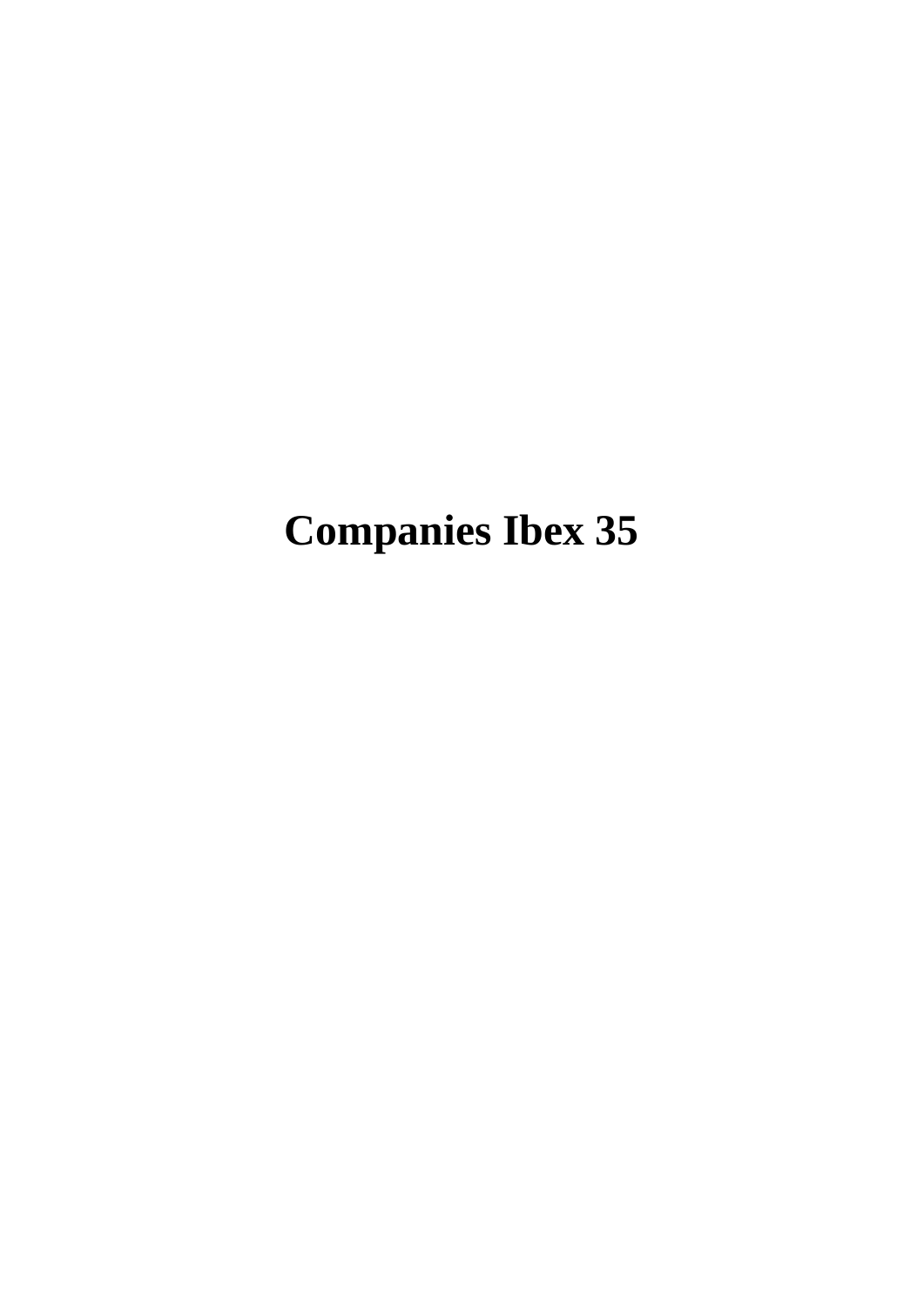# Companies Ibex 35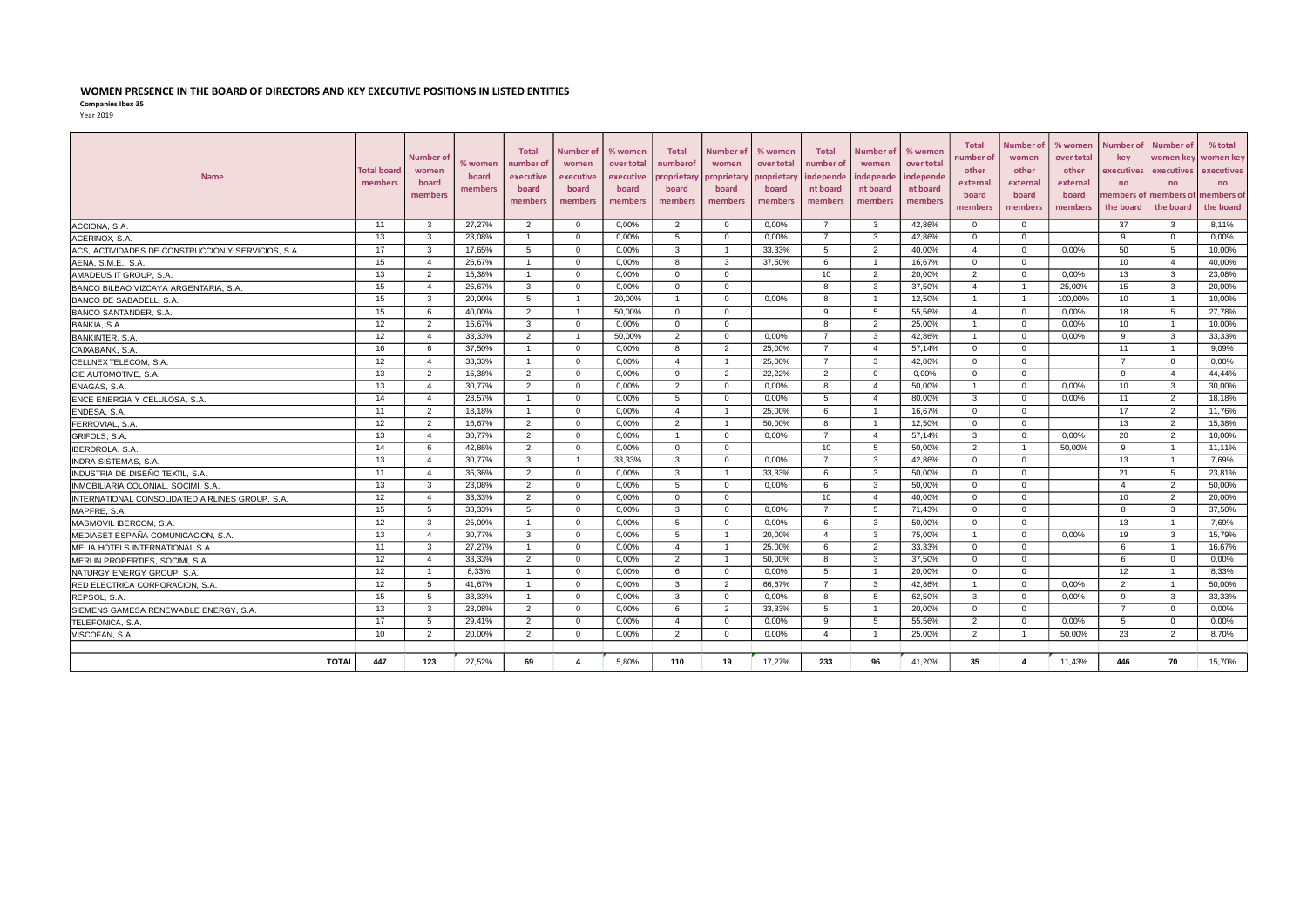# WOMEN PRESENCE IN THE BOARD OF DIRECTORS AND KEY EXECUTIVE POSITIONS IN LISTED ENTITIES

**Companies Ibex 35**

Year 2019

| Name | Total board members | Number of women board members | % women board members | Total number of executive board members | Number of women executive board members | % women over total executive board members | Total numberof proprietary board members | Number of women proprietary board members | % women over total proprietary board members | Total number of independent board members | Number of women independent board members | % women over total independent board members | Total number of other external board members | Number of women other external board members | % women over total other external board members | Number of key executives no members of the board | Number of women key executives no members of the board | % total women key executives no members of the board |
|---|---|---|---|---|---|---|---|---|---|---|---|---|---|---|---|---|---|---|
| ACCIONA, S.A. | 11 | 3 | 27,27% | 2 | 0 | 0,00% | 2 | 0 | 0,00% | 7 | 3 | 42,86% | 0 | 0 | | 37 | 3 | 8,11% |
| ACERINOX, S.A. | 13 | 3 | 23,08% | 1 | 0 | 0,00% | 5 | 0 | 0,00% | 7 | 3 | 42,86% | 0 | 0 | | 9 | 0 | 0,00% |
| ACS, ACTIVIDADES DE CONSTRUCCION Y SERVICIOS, S.A. | 17 | 3 | 17,65% | 5 | 0 | 0,00% | 3 | 1 | 33,33% | 5 | 2 | 40,00% | 4 | 0 | 0,00% | 50 | 5 | 10,00% |
| AENA, S.M.E., S.A. | 15 | 4 | 26,67% | 1 | 0 | 0,00% | 8 | 3 | 37,50% | 6 | 1 | 16,67% | 0 | 0 | | 10 | 4 | 40,00% |
| AMADEUS IT GROUP, S.A. | 13 | 2 | 15,38% | 1 | 0 | 0,00% | 0 | 0 | | 10 | 2 | 20,00% | 2 | 0 | 0,00% | 13 | 3 | 23,08% |
| BANCO BILBAO VIZCAYA ARGENTARIA, S.A. | 15 | 4 | 26,67% | 3 | 0 | 0,00% | 0 | 0 | | 8 | 3 | 37,50% | 4 | 1 | 25,00% | 15 | 3 | 20,00% |
| BANCO DE SABADELL, S.A. | 15 | 3 | 20,00% | 5 | 1 | 20,00% | 1 | 0 | 0,00% | 8 | 1 | 12,50% | 1 | 1 | 100,00% | 10 | 1 | 10,00% |
| BANCO SANTANDER, S.A. | 15 | 6 | 40,00% | 2 | 1 | 50,00% | 0 | 0 | | 9 | 5 | 55,56% | 4 | 0 | 0,00% | 18 | 5 | 27,78% |
| BANKIA, S.A | 12 | 2 | 16,67% | 3 | 0 | 0,00% | 0 | 0 | | 8 | 2 | 25,00% | 1 | 0 | 0,00% | 10 | 1 | 10,00% |
| BANKINTER, S.A. | 12 | 4 | 33,33% | 2 | 1 | 50,00% | 2 | 0 | 0,00% | 7 | 3 | 42,86% | 1 | 0 | 0,00% | 9 | 3 | 33,33% |
| CAIXABANK, S.A. | 16 | 6 | 37,50% | 1 | 0 | 0,00% | 8 | 2 | 25,00% | 7 | 4 | 57,14% | 0 | 0 | | 11 | 1 | 9,09% |
| CELLNEX TELECOM, S.A. | 12 | 4 | 33,33% | 1 | 0 | 0,00% | 4 | 1 | 25,00% | 7 | 3 | 42,86% | 0 | 0 | | 7 | 0 | 0,00% |
| CIE AUTOMOTIVE, S.A. | 13 | 2 | 15,38% | 2 | 0 | 0,00% | 9 | 2 | 22,22% | 2 | 0 | 0,00% | 0 | 0 | | 9 | 4 | 44,44% |
| ENAGAS, S.A. | 13 | 4 | 30,77% | 2 | 0 | 0,00% | 2 | 0 | 0,00% | 8 | 4 | 50,00% | 1 | 0 | 0,00% | 10 | 3 | 30,00% |
| ENCE ENERGIA Y CELULOSA, S.A. | 14 | 4 | 28,57% | 1 | 0 | 0,00% | 5 | 0 | 0,00% | 5 | 4 | 80,00% | 3 | 0 | 0,00% | 11 | 2 | 18,18% |
| ENDESA, S.A. | 11 | 2 | 18,18% | 1 | 0 | 0,00% | 4 | 1 | 25,00% | 6 | 1 | 16,67% | 0 | 0 | | 17 | 2 | 11,76% |
| FERROVIAL, S.A. | 12 | 2 | 16,67% | 2 | 0 | 0,00% | 2 | 1 | 50,00% | 8 | 1 | 12,50% | 0 | 0 | | 13 | 2 | 15,38% |
| GRIFOLS, S.A. | 13 | 4 | 30,77% | 2 | 0 | 0,00% | 1 | 0 | 0,00% | 7 | 4 | 57,14% | 3 | 0 | 0,00% | 20 | 2 | 10,00% |
| IBERDROLA, S.A. | 14 | 6 | 42,86% | 2 | 0 | 0,00% | 0 | 0 | | 10 | 5 | 50,00% | 2 | 1 | 50,00% | 9 | 1 | 11,11% |
| INDRA SISTEMAS, S.A. | 13 | 4 | 30,77% | 3 | 1 | 33,33% | 3 | 0 | 0,00% | 7 | 3 | 42,86% | 0 | 0 | | 13 | 1 | 7,69% |
| INDUSTRIA DE DISEÑO TEXTIL, S.A. | 11 | 4 | 36,36% | 2 | 0 | 0,00% | 3 | 1 | 33,33% | 6 | 3 | 50,00% | 0 | 0 | | 21 | 5 | 23,81% |
| INMOBILIARIA COLONIAL, SOCIMI, S.A. | 13 | 3 | 23,08% | 2 | 0 | 0,00% | 5 | 0 | 0,00% | 6 | 3 | 50,00% | 0 | 0 | | 4 | 2 | 50,00% |
| INTERNATIONAL CONSOLIDATED AIRLINES GROUP, S.A. | 12 | 4 | 33,33% | 2 | 0 | 0,00% | 0 | 0 | | 10 | 4 | 40,00% | 0 | 0 | | 10 | 2 | 20,00% |
| MAPFRE, S.A. | 15 | 5 | 33,33% | 5 | 0 | 0,00% | 3 | 0 | 0,00% | 7 | 5 | 71,43% | 0 | 0 | | 8 | 3 | 37,50% |
| MASMOVIL IBERCOM, S.A. | 12 | 3 | 25,00% | 1 | 0 | 0,00% | 5 | 0 | 0,00% | 6 | 3 | 50,00% | 0 | 0 | | 13 | 1 | 7,69% |
| MEDIASET ESPAÑA COMUNICACION, S.A. | 13 | 4 | 30,77% | 3 | 0 | 0,00% | 5 | 1 | 20,00% | 4 | 3 | 75,00% | 1 | 0 | 0,00% | 19 | 3 | 15,79% |
| MELIA HOTELS INTERNATIONAL S.A. | 11 | 3 | 27,27% | 1 | 0 | 0,00% | 4 | 1 | 25,00% | 6 | 2 | 33,33% | 0 | 0 | | 6 | 1 | 16,67% |
| MERLIN PROPERTIES, SOCIMI, S.A. | 12 | 4 | 33,33% | 2 | 0 | 0,00% | 2 | 1 | 50,00% | 8 | 3 | 37,50% | 0 | 0 | | 6 | 0 | 0,00% |
| NATURGY ENERGY GROUP, S.A. | 12 | 1 | 8,33% | 1 | 0 | 0,00% | 6 | 0 | 0,00% | 5 | 1 | 20,00% | 0 | 0 | | 12 | 1 | 8,33% |
| RED ELECTRICA CORPORACION, S.A. | 12 | 5 | 41,67% | 1 | 0 | 0,00% | 3 | 2 | 66,67% | 7 | 3 | 42,86% | 1 | 0 | 0,00% | 2 | 1 | 50,00% |
| REPSOL, S.A. | 15 | 5 | 33,33% | 1 | 0 | 0,00% | 3 | 0 | 0,00% | 8 | 5 | 62,50% | 3 | 0 | 0,00% | 9 | 3 | 33,33% |
| SIEMENS GAMESA RENEWABLE ENERGY, S.A. | 13 | 3 | 23,08% | 2 | 0 | 0,00% | 6 | 2 | 33,33% | 5 | 1 | 20,00% | 0 | 0 | | 7 | 0 | 0,00% |
| TELEFONICA, S.A. | 17 | 5 | 29,41% | 2 | 0 | 0,00% | 4 | 0 | 0,00% | 9 | 5 | 55,56% | 2 | 0 | 0,00% | 5 | 0 | 0,00% |
| VISCOFAN, S.A. | 10 | 2 | 20,00% | 2 | 0 | 0,00% | 2 | 0 | 0,00% | 4 | 1 | 25,00% | 2 | 1 | 50,00% | 23 | 2 | 8,70% |
| **TOTAL** | **447** | **123** | 27,52% | **69** | **4** | 5,80% | **110** | **19** | 17,27% | **233** | **96** | 41,20% | **35** | **4** | 11,43% | **446** | **70** | 15,70% |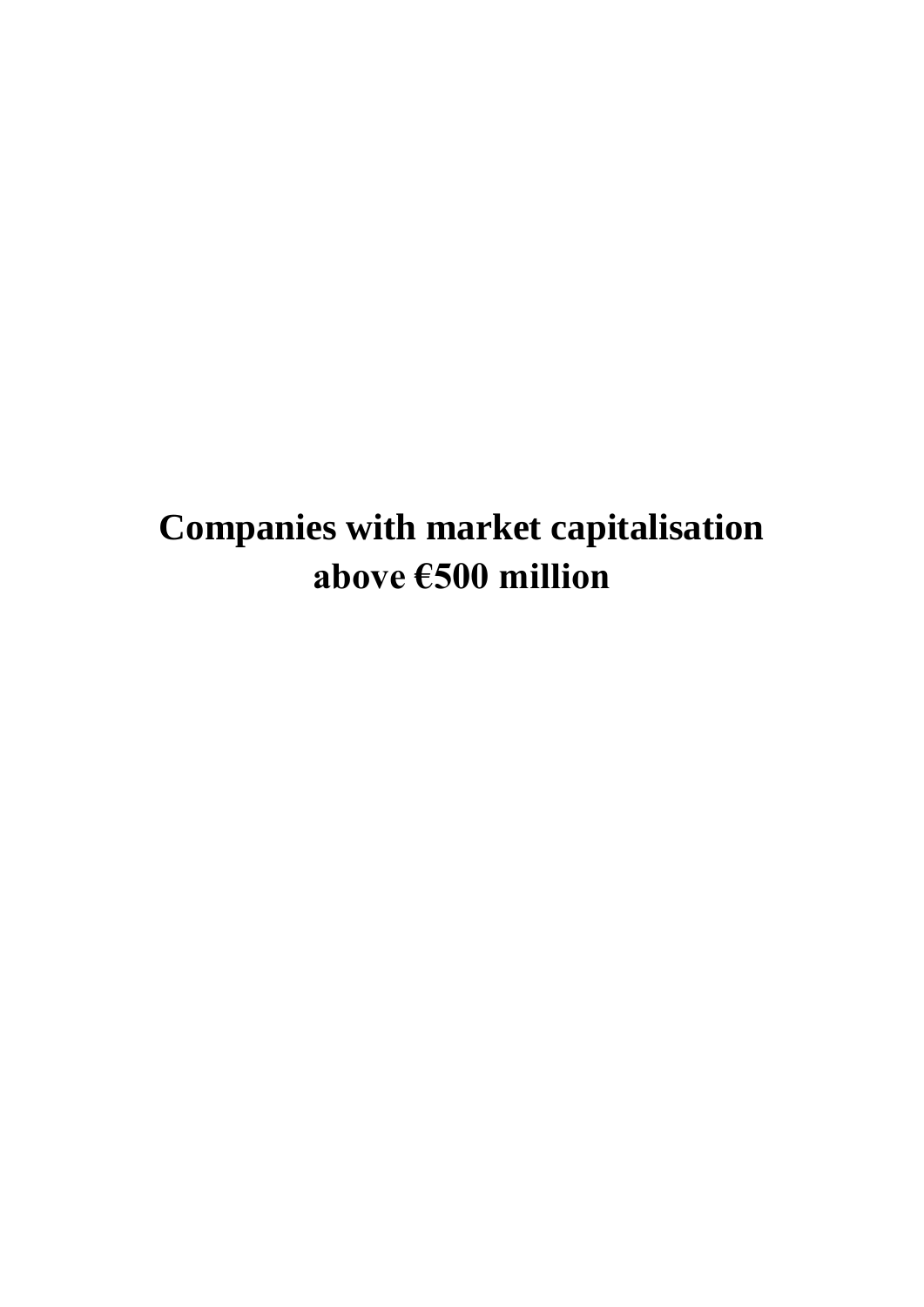# Companies with market capitalisation above €500 million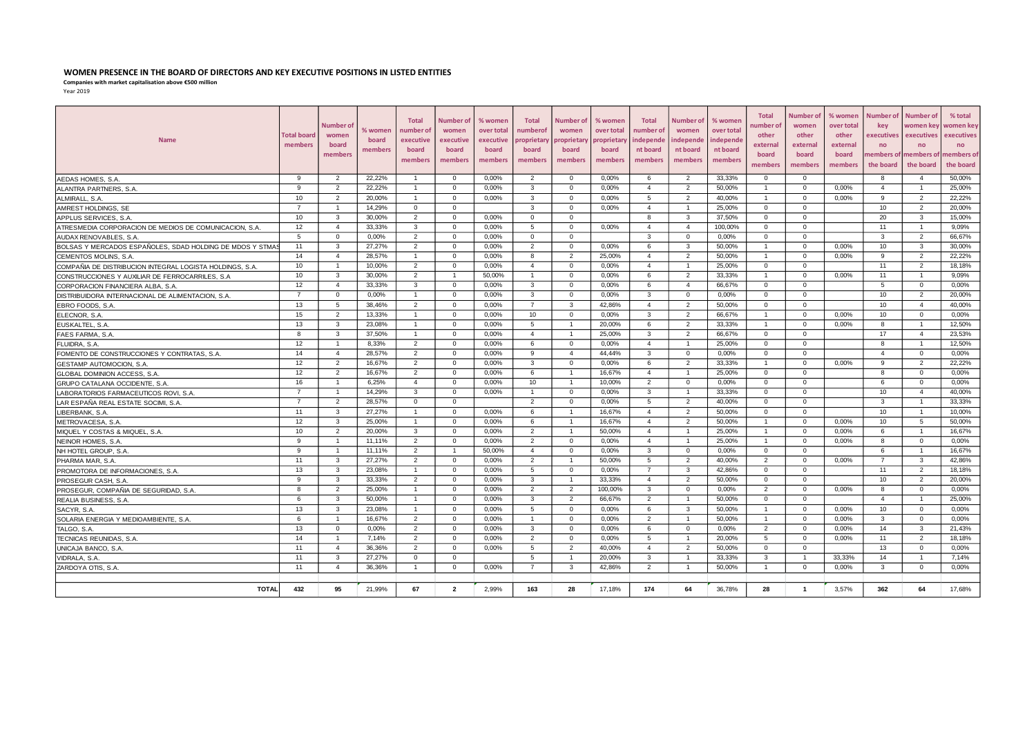**WOMEN PRESENCE IN THE BOARD OF DIRECTORS AND KEY EXECUTIVE POSITIONS IN LISTED ENTITIES**

**Companies with market capitalisation above €500 million**

Year 2019

| Name | Total board members | Number of women board members | % women board members | Total number of executive board members | Number of women executive board members | % women over total executive board members | Total numberof proprietary board members | Number of women proprietary board members | % women over total proprietary board members | Total number of independe nt board members | Number of women independe nt board members | % women over total independe nt board members | Total number of other external board members | Number of women other external board members | % women over total other external board members | Number of key executives no members of the board | Number of women key executives no members of the board | % total women key executives no members of the board |
|---|---|---|---|---|---|---|---|---|---|---|---|---|---|---|---|---|---|---|
| AEDAS HOMES, S.A. | 9 | 2 | 22,22% | 1 | 0 | 0,00% | 2 | 0 | 0,00% | 6 | 2 | 33,33% | 0 | 0 | | 8 | 4 | 50,00% |
| ALANTRA PARTNERS, S.A. | 9 | 2 | 22,22% | 1 | 0 | 0,00% | 3 | 0 | 0,00% | 4 | 2 | 50,00% | 1 | 0 | 0,00% | 4 | 1 | 25,00% |
| ALMIRALL, S.A. | 10 | 2 | 20,00% | 1 | 0 | 0,00% | 3 | 0 | 0,00% | 5 | 2 | 40,00% | 1 | 0 | 0,00% | 9 | 2 | 22,22% |
| AMREST HOLDINGS, SE | 7 | 1 | 14,29% | 0 | 0 | | 3 | 0 | 0,00% | 4 | 1 | 25,00% | 0 | 0 | | 10 | 2 | 20,00% |
| APPLUS SERVICES, S.A. | 10 | 3 | 30,00% | 2 | 0 | 0,00% | 0 | 0 | | 8 | 3 | 37,50% | 0 | 0 | | 20 | 3 | 15,00% |
| ATRESMEDIA CORPORACION DE MEDIOS DE COMUNICACION, S.A. | 12 | 4 | 33,33% | 3 | 0 | 0,00% | 5 | 0 | 0,00% | 4 | 4 | 100,00% | 0 | 0 | | 11 | 1 | 9,09% |
| AUDAX RENOVABLES, S.A. | 5 | 0 | 0,00% | 2 | 0 | 0,00% | 0 | 0 | | 3 | 0 | 0,00% | 0 | 0 | | 3 | 2 | 66,67% |
| BOLSAS Y MERCADOS ESPAÑOLES, SDAD HOLDING DE MDOS Y STMAS | 11 | 3 | 27,27% | 2 | 0 | 0,00% | 2 | 0 | 0,00% | 6 | 3 | 50,00% | 1 | 0 | 0,00% | 10 | 3 | 30,00% |
| CEMENTOS MOLINS, S.A. | 14 | 4 | 28,57% | 1 | 0 | 0,00% | 8 | 2 | 25,00% | 4 | 2 | 50,00% | 1 | 0 | 0,00% | 9 | 2 | 22,22% |
| COMPAÑIA DE DISTRIBUCION INTEGRAL LOGISTA HOLDINGS, S.A. | 10 | 1 | 10,00% | 2 | 0 | 0,00% | 4 | 0 | 0,00% | 4 | 1 | 25,00% | 0 | 0 | | 11 | 2 | 18,18% |
| CONSTRUCCIONES Y AUXILIAR DE FERROCARRILES, S.A | 10 | 3 | 30,00% | 2 | 1 | 50,00% | 1 | 0 | 0,00% | 6 | 2 | 33,33% | 1 | 0 | 0,00% | 11 | 1 | 9,09% |
| CORPORACION FINANCIERA ALBA, S.A. | 12 | 4 | 33,33% | 3 | 0 | 0,00% | 3 | 0 | 0,00% | 6 | 4 | 66,67% | 0 | 0 | | 5 | 0 | 0,00% |
| DISTRIBUIDORA INTERNACIONAL DE ALIMENTACION, S.A. | 7 | 0 | 0,00% | 1 | 0 | 0,00% | 3 | 0 | 0,00% | 3 | 0 | 0,00% | 0 | 0 | | 10 | 2 | 20,00% |
| EBRO FOODS, S.A. | 13 | 5 | 38,46% | 2 | 0 | 0,00% | 7 | 3 | 42,86% | 4 | 2 | 50,00% | 0 | 0 | | 10 | 4 | 40,00% |
| ELECNOR, S.A. | 15 | 2 | 13,33% | 1 | 0 | 0,00% | 10 | 0 | 0,00% | 3 | 2 | 66,67% | 1 | 0 | 0,00% | 10 | 0 | 0,00% |
| EUSKALTEL, S.A. | 13 | 3 | 23,08% | 1 | 0 | 0,00% | 5 | 1 | 20,00% | 6 | 2 | 33,33% | 1 | 0 | 0,00% | 8 | 1 | 12,50% |
| FAES FARMA, S.A. | 8 | 3 | 37,50% | 1 | 0 | 0,00% | 4 | 1 | 25,00% | 3 | 2 | 66,67% | 0 | 0 | | 17 | 4 | 23,53% |
| FLUIDRA, S.A. | 12 | 1 | 8,33% | 2 | 0 | 0,00% | 6 | 0 | 0,00% | 4 | 1 | 25,00% | 0 | 0 | | 8 | 1 | 12,50% |
| FOMENTO DE CONSTRUCCIONES Y CONTRATAS, S.A. | 14 | 4 | 28,57% | 2 | 0 | 0,00% | 9 | 4 | 44,44% | 3 | 0 | 0,00% | 0 | 0 | | 4 | 0 | 0,00% |
| GESTAMP AUTOMOCION, S.A. | 12 | 2 | 16,67% | 2 | 0 | 0,00% | 3 | 0 | 0,00% | 6 | 2 | 33,33% | 1 | 0 | 0,00% | 9 | 2 | 22,22% |
| GLOBAL DOMINION ACCESS, S.A. | 12 | 2 | 16,67% | 2 | 0 | 0,00% | 6 | 1 | 16,67% | 4 | 1 | 25,00% | 0 | 0 | | 8 | 0 | 0,00% |
| GRUPO CATALANA OCCIDENTE, S.A. | 16 | 1 | 6,25% | 4 | 0 | 0,00% | 10 | 1 | 10,00% | 2 | 0 | 0,00% | 0 | 0 | | 6 | 0 | 0,00% |
| LABORATORIOS FARMACEUTICOS ROVI, S.A. | 7 | 1 | 14,29% | 3 | 0 | 0,00% | 1 | 0 | 0,00% | 3 | 1 | 33,33% | 0 | 0 | | 10 | 4 | 40,00% |
| LAR ESPAÑA REAL ESTATE SOCIMI, S.A. | 7 | 2 | 28,57% | 0 | 0 | | 2 | 0 | 0,00% | 5 | 2 | 40,00% | 0 | 0 | | 3 | 1 | 33,33% |
| LIBERBANK, S.A. | 11 | 3 | 27,27% | 1 | 0 | 0,00% | 6 | 1 | 16,67% | 4 | 2 | 50,00% | 0 | 0 | | 10 | 1 | 10,00% |
| METROVACESA, S.A. | 12 | 3 | 25,00% | 1 | 0 | 0,00% | 6 | 1 | 16,67% | 4 | 2 | 50,00% | 1 | 0 | 0,00% | 10 | 5 | 50,00% |
| MIQUEL Y COSTAS & MIQUEL, S.A. | 10 | 2 | 20,00% | 3 | 0 | 0,00% | 2 | 1 | 50,00% | 4 | 1 | 25,00% | 1 | 0 | 0,00% | 6 | 1 | 16,67% |
| NEINOR HOMES, S.A. | 9 | 1 | 11,11% | 2 | 0 | 0,00% | 2 | 0 | 0,00% | 4 | 1 | 25,00% | 1 | 0 | 0,00% | 8 | 0 | 0,00% |
| NH HOTEL GROUP, S.A. | 9 | 1 | 11,11% | 2 | 1 | 50,00% | 4 | 0 | 0,00% | 3 | 0 | 0,00% | 0 | 0 | | 6 | 1 | 16,67% |
| PHARMA MAR, S.A. | 11 | 3 | 27,27% | 2 | 0 | 0,00% | 2 | 1 | 50,00% | 5 | 2 | 40,00% | 2 | 0 | 0,00% | 7 | 3 | 42,86% |
| PROMOTORA DE INFORMACIONES, S.A. | 13 | 3 | 23,08% | 1 | 0 | 0,00% | 5 | 0 | 0,00% | 7 | 3 | 42,86% | 0 | 0 | | 11 | 2 | 18,18% |
| PROSEGUR CASH, S.A. | 9 | 3 | 33,33% | 2 | 0 | 0,00% | 3 | 1 | 33,33% | 4 | 2 | 50,00% | 0 | 0 | | 10 | 2 | 20,00% |
| PROSEGUR, COMPAÑIA DE SEGURIDAD, S.A. | 8 | 2 | 25,00% | 1 | 0 | 0,00% | 2 | 2 | 100,00% | 3 | 0 | 0,00% | 2 | 0 | 0,00% | 8 | 0 | 0,00% |
| REALIA BUSINESS, S.A. | 6 | 3 | 50,00% | 1 | 0 | 0,00% | 3 | 2 | 66,67% | 2 | 1 | 50,00% | 0 | 0 | | 4 | 1 | 25,00% |
| SACYR, S.A. | 13 | 3 | 23,08% | 1 | 0 | 0,00% | 5 | 0 | 0,00% | 6 | 3 | 50,00% | 1 | 0 | 0,00% | 10 | 0 | 0,00% |
| SOLARIA ENERGIA Y MEDIOAMBIENTE, S.A. | 6 | 1 | 16,67% | 2 | 0 | 0,00% | 1 | 0 | 0,00% | 2 | 1 | 50,00% | 1 | 0 | 0,00% | 3 | 0 | 0,00% |
| TALGO, S.A. | 13 | 0 | 0,00% | 2 | 0 | 0,00% | 3 | 0 | 0,00% | 6 | 0 | 0,00% | 2 | 0 | 0,00% | 14 | 3 | 21,43% |
| TECNICAS REUNIDAS, S.A. | 14 | 1 | 7,14% | 2 | 0 | 0,00% | 2 | 0 | 0,00% | 5 | 1 | 20,00% | 5 | 0 | 0,00% | 11 | 2 | 18,18% |
| UNICAJA BANCO, S.A. | 11 | 4 | 36,36% | 2 | 0 | 0,00% | 5 | 2 | 40,00% | 4 | 2 | 50,00% | 0 | 0 | | 13 | 0 | 0,00% |
| VIDRALA, S.A. | 11 | 3 | 27,27% | 0 | 0 | | 5 | 1 | 20,00% | 3 | 1 | 33,33% | 3 | 1 | 33,33% | 14 | 1 | 7,14% |
| ZARDOYA OTIS, S.A. | 11 | 4 | 36,36% | 1 | 0 | 0,00% | 7 | 3 | 42,86% | 2 | 1 | 50,00% | 1 | 0 | 0,00% | 3 | 0 | 0,00% |
| **TOTAL** | **432** | **95** | 21,99% | **67** | **2** | 2,99% | **163** | **28** | 17,18% | **174** | **64** | 36,78% | **28** | **1** | 3,57% | **362** | **64** | 17,68% |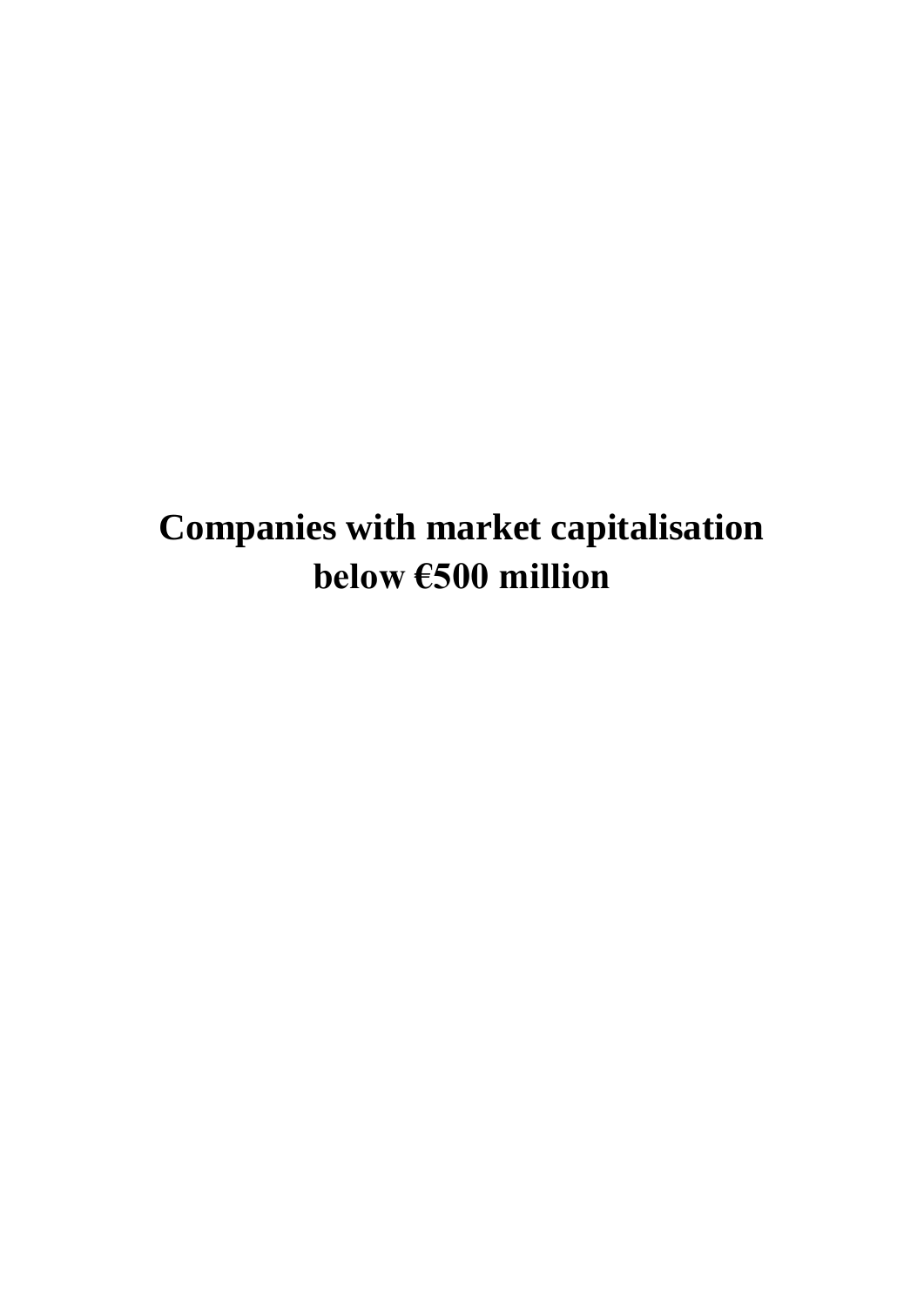# Companies with market capitalisation below €500 million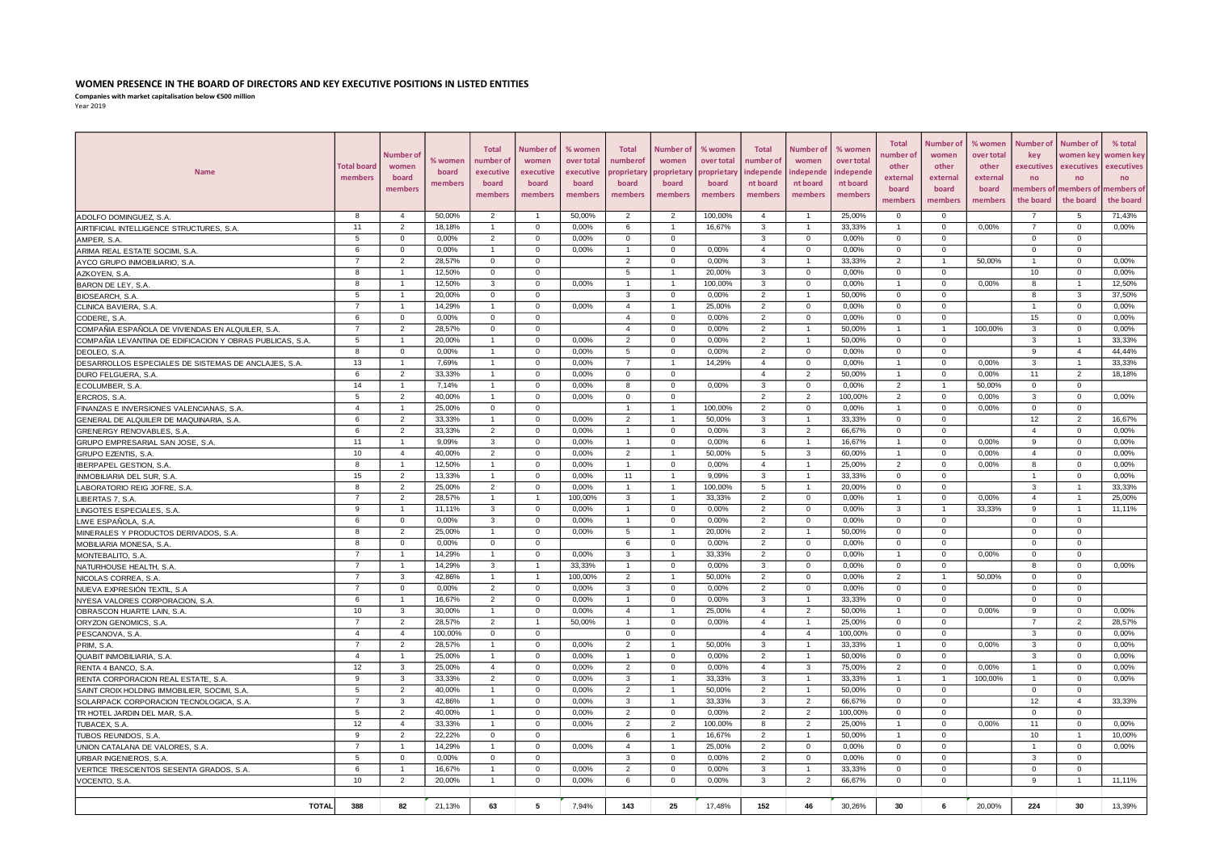# WOMEN PRESENCE IN THE BOARD OF DIRECTORS AND KEY EXECUTIVE POSITIONS IN LISTED ENTITIES

**Companies with market capitalisation below €500 million**

Year 2019

| Name | Total board members | Number of women board members | % women board members | Total number of executive board members | Number of women executive board members | % women over total executive board members | Total numberof proprietary board members | Number of women proprietary board members | % women over total proprietary board members | Total number of independent board members | Number of women independent board members | % women over total independent board members | Total number of other external board members | Number of women other external board members | % women over total other external board members | Number of key executives no members of the board | Number of women key executives no members of the board | % total women key executives no members of the board |
|---|---|---|---|---|---|---|---|---|---|---|---|---|---|---|---|---|---|---|
| ADOLFO DOMINGUEZ, S.A. | 8 | 4 | 50,00% | 2 | 1 | 50,00% | 2 | 2 | 100,00% | 4 | 1 | 25,00% | 0 | 0 | | 7 | 5 | 71,43% |
| AIRTIFICIAL INTELLIGENCE STRUCTURES, S.A. | 11 | 2 | 18,18% | 1 | 0 | 0,00% | 6 | 1 | 16,67% | 3 | 1 | 33,33% | 1 | 0 | 0,00% | 7 | 0 | 0,00% |
| AMPER, S.A. | 5 | 0 | 0,00% | 2 | 0 | 0,00% | 0 | 0 | | 3 | 0 | 0,00% | 0 | 0 | | 0 | 0 | |
| ARIMA REAL ESTATE SOCIMI, S.A. | 6 | 0 | 0,00% | 1 | 0 | 0,00% | 1 | 0 | 0,00% | 4 | 0 | 0,00% | 0 | 0 | | 0 | 0 | |
| AYCO GRUPO INMOBILIARIO, S.A. | 7 | 2 | 28,57% | 0 | 0 | | 2 | 0 | 0,00% | 3 | 1 | 33,33% | 2 | 1 | 50,00% | 1 | 0 | 0,00% |
| AZKOYEN, S.A. | 8 | 1 | 12,50% | 0 | 0 | | 5 | 1 | 20,00% | 3 | 0 | 0,00% | 0 | 0 | | 10 | 0 | 0,00% |
| BARON DE LEY, S.A. | 8 | 1 | 12,50% | 3 | 0 | 0,00% | 1 | 1 | 100,00% | 3 | 0 | 0,00% | 1 | 0 | 0,00% | 8 | 1 | 12,50% |
| BIOSEARCH, S.A. | 5 | 1 | 20,00% | 0 | 0 | | 3 | 0 | 0,00% | 2 | 1 | 50,00% | 0 | 0 | | 8 | 3 | 37,50% |
| CLINICA BAVIERA, S.A. | 7 | 1 | 14,29% | 1 | 0 | 0,00% | 4 | 1 | 25,00% | 2 | 0 | 0,00% | 0 | 0 | | 1 | 0 | 0,00% |
| CODERE, S.A. | 6 | 0 | 0,00% | 0 | 0 | | 4 | 0 | 0,00% | 2 | 0 | 0,00% | 0 | 0 | | 15 | 0 | 0,00% |
| COMPAÑIA ESPAÑOLA DE VIVIENDAS EN ALQUILER, S.A. | 7 | 2 | 28,57% | 0 | 0 | | 4 | 0 | 0,00% | 2 | 1 | 50,00% | 1 | 1 | 100,00% | 3 | 0 | 0,00% |
| COMPAÑIA LEVANTINA DE EDIFICACION Y OBRAS PUBLICAS, S.A. | 5 | 1 | 20,00% | 1 | 0 | 0,00% | 2 | 0 | 0,00% | 2 | 1 | 50,00% | 0 | 0 | | 3 | 1 | 33,33% |
| DEOLEO, S.A. | 8 | 0 | 0,00% | 1 | 0 | 0,00% | 5 | 0 | 0,00% | 2 | 0 | 0,00% | 0 | 0 | | 9 | 4 | 44,44% |
| DESARROLLOS ESPECIALES DE SISTEMAS DE ANCLAJES, S.A. | 13 | 1 | 7,69% | 1 | 0 | 0,00% | 7 | 1 | 14,29% | 4 | 0 | 0,00% | 1 | 0 | 0,00% | 3 | 1 | 33,33% |
| DURO FELGUERA, S.A. | 6 | 2 | 33,33% | 1 | 0 | 0,00% | 0 | 0 | | 4 | 2 | 50,00% | 1 | 0 | 0,00% | 11 | 2 | 18,18% |
| ECOLUMBER, S.A. | 14 | 1 | 7,14% | 1 | 0 | 0,00% | 8 | 0 | 0,00% | 3 | 0 | 0,00% | 2 | 1 | 50,00% | 0 | 0 | |
| ERCROS, S.A. | 5 | 2 | 40,00% | 1 | 0 | 0,00% | 0 | 0 | | 2 | 2 | 100,00% | 2 | 0 | 0,00% | 3 | 0 | 0,00% |
| FINANZAS E INVERSIONES VALENCIANAS, S.A. | 4 | 1 | 25,00% | 0 | 0 | | 1 | 1 | 100,00% | 2 | 0 | 0,00% | 1 | 0 | 0,00% | 0 | 0 | |
| GENERAL DE ALQUILER DE MAQUINARIA, S.A. | 6 | 2 | 33,33% | 1 | 0 | 0,00% | 2 | 1 | 50,00% | 3 | 1 | 33,33% | 0 | 0 | | 12 | 2 | 16,67% |
| GRENERGY RENOVABLES, S.A. | 6 | 2 | 33,33% | 2 | 0 | 0,00% | 1 | 0 | 0,00% | 3 | 2 | 66,67% | 0 | 0 | | 4 | 0 | 0,00% |
| GRUPO EMPRESARIAL SAN JOSE, S.A. | 11 | 1 | 9,09% | 3 | 0 | 0,00% | 1 | 0 | 0,00% | 6 | 1 | 16,67% | 1 | 0 | 0,00% | 9 | 0 | 0,00% |
| GRUPO EZENTIS, S.A. | 10 | 4 | 40,00% | 2 | 0 | 0,00% | 2 | 1 | 50,00% | 5 | 3 | 60,00% | 1 | 0 | 0,00% | 4 | 0 | 0,00% |
| IBERPAPEL GESTION, S.A. | 8 | 1 | 12,50% | 1 | 0 | 0,00% | 1 | 0 | 0,00% | 4 | 1 | 25,00% | 2 | 0 | 0,00% | 8 | 0 | 0,00% |
| INMOBILIARIA DEL SUR, S.A. | 15 | 2 | 13,33% | 1 | 0 | 0,00% | 11 | 1 | 9,09% | 3 | 1 | 33,33% | 0 | 0 | | 1 | 0 | 0,00% |
| LABORATORIO REIG JOFRE, S.A. | 8 | 2 | 25,00% | 2 | 0 | 0,00% | 1 | 1 | 100,00% | 5 | 1 | 20,00% | 0 | 0 | | 3 | 1 | 33,33% |
| LIBERTAS 7, S.A. | 7 | 2 | 28,57% | 1 | 1 | 100,00% | 3 | 1 | 33,33% | 2 | 0 | 0,00% | 1 | 0 | 0,00% | 4 | 1 | 25,00% |
| LINGOTES ESPECIALES, S.A. | 9 | 1 | 11,11% | 3 | 0 | 0,00% | 1 | 0 | 0,00% | 2 | 0 | 0,00% | 3 | 1 | 33,33% | 9 | 1 | 11,11% |
| LIWE ESPAÑOLA, S.A. | 6 | 0 | 0,00% | 3 | 0 | 0,00% | 1 | 0 | 0,00% | 2 | 0 | 0,00% | 0 | 0 | | 0 | 0 | |
| MINERALES Y PRODUCTOS DERIVADOS, S.A. | 8 | 2 | 25,00% | 1 | 0 | 0,00% | 5 | 1 | 20,00% | 2 | 1 | 50,00% | 0 | 0 | | 0 | 0 | |
| MOBILIARIA MONESA, S.A. | 8 | 0 | 0,00% | 0 | 0 | | 6 | 0 | 0,00% | 2 | 0 | 0,00% | 0 | 0 | | 0 | 0 | |
| MONTEBALITO, S.A. | 7 | 1 | 14,29% | 1 | 0 | 0,00% | 3 | 1 | 33,33% | 2 | 0 | 0,00% | 1 | 0 | 0,00% | 0 | 0 | |
| NATURHOUSE HEALTH, S.A. | 7 | 1 | 14,29% | 3 | 1 | 33,33% | 1 | 0 | 0,00% | 3 | 0 | 0,00% | 0 | 0 | | 8 | 0 | 0,00% |
| NICOLAS CORREA, S.A. | 7 | 3 | 42,86% | 1 | 1 | 100,00% | 2 | 1 | 50,00% | 2 | 0 | 0,00% | 2 | 1 | 50,00% | 0 | 0 | |
| NUEVA EXPRESIÓN TEXTIL, S.A | 7 | 0 | 0,00% | 2 | 0 | 0,00% | 3 | 0 | 0,00% | 2 | 0 | 0,00% | 0 | 0 | | 0 | 0 | |
| NYESA VALORES CORPORACION, S.A. | 6 | 1 | 16,67% | 2 | 0 | 0,00% | 1 | 0 | 0,00% | 3 | 1 | 33,33% | 0 | 0 | | 0 | 0 | |
| OBRASCON HUARTE LAIN, S.A. | 10 | 3 | 30,00% | 1 | 0 | 0,00% | 4 | 1 | 25,00% | 4 | 2 | 50,00% | 1 | 0 | 0,00% | 9 | 0 | 0,00% |
| ORYZON GENOMICS, S.A. | 7 | 2 | 28,57% | 2 | 1 | 50,00% | 1 | 0 | 0,00% | 4 | 1 | 25,00% | 0 | 0 | | 7 | 2 | 28,57% |
| PESCANOVA, S.A. | 4 | 4 | 100,00% | 0 | 0 | | 0 | 0 | | 4 | 4 | 100,00% | 0 | 0 | | 3 | 0 | 0,00% |
| PRIM, S.A. | 7 | 2 | 28,57% | 1 | 0 | 0,00% | 2 | 1 | 50,00% | 3 | 1 | 33,33% | 1 | 0 | 0,00% | 3 | 0 | 0,00% |
| QUABIT INMOBILIARIA, S.A. | 4 | 1 | 25,00% | 1 | 0 | 0,00% | 1 | 0 | 0,00% | 2 | 1 | 50,00% | 0 | 0 | | 3 | 0 | 0,00% |
| RENTA 4 BANCO, S.A. | 12 | 3 | 25,00% | 4 | 0 | 0,00% | 2 | 0 | 0,00% | 4 | 3 | 75,00% | 2 | 0 | 0,00% | 1 | 0 | 0,00% |
| RENTA CORPORACION REAL ESTATE, S.A. | 9 | 3 | 33,33% | 2 | 0 | 0,00% | 3 | 1 | 33,33% | 3 | 1 | 33,33% | 1 | 1 | 100,00% | 1 | 0 | 0,00% |
| SAINT CROIX HOLDING IMMOBILIER, SOCIMI, S.A. | 5 | 2 | 40,00% | 1 | 0 | 0,00% | 2 | 1 | 50,00% | 2 | 1 | 50,00% | 0 | 0 | | 0 | 0 | |
| SOLARPACK CORPORACION TECNOLOGICA, S.A. | 7 | 3 | 42,86% | 1 | 0 | 0,00% | 3 | 1 | 33,33% | 3 | 2 | 66,67% | 0 | 0 | | 12 | 4 | 33,33% |
| TR HOTEL JARDIN DEL MAR, S.A. | 5 | 2 | 40,00% | 1 | 0 | 0,00% | 2 | 0 | 0,00% | 2 | 2 | 100,00% | 0 | 0 | | 0 | 0 | |
| TUBACEX, S.A. | 12 | 4 | 33,33% | 1 | 0 | 0,00% | 2 | 2 | 100,00% | 8 | 2 | 25,00% | 1 | 0 | 0,00% | 11 | 0 | 0,00% |
| TUBOS REUNIDOS, S.A. | 9 | 2 | 22,22% | 0 | 0 | | 6 | 1 | 16,67% | 2 | 1 | 50,00% | 1 | 0 | | 10 | 1 | 10,00% |
| UNION CATALANA DE VALORES, S.A. | 7 | 1 | 14,29% | 1 | 0 | 0,00% | 4 | 1 | 25,00% | 2 | 0 | 0,00% | 0 | 0 | | 1 | 0 | 0,00% |
| URBAR INGENIEROS, S.A. | 5 | 0 | 0,00% | 0 | 0 | | 3 | 0 | 0,00% | 2 | 0 | 0,00% | 0 | 0 | | 3 | 0 | |
| VERTICE TRESCIENTOS SESENTA GRADOS, S.A. | 6 | 1 | 16,67% | 1 | 0 | 0,00% | 2 | 0 | 0,00% | 3 | 1 | 33,33% | 0 | 0 | | 0 | 0 | |
| VOCENTO, S.A. | 10 | 2 | 20,00% | 1 | 0 | 0,00% | 6 | 0 | 0,00% | 3 | 2 | 66,67% | 0 | 0 | | 9 | 1 | 11,11% |
| **TOTAL** | **388** | **82** | 21,13% | **63** | **5** | 7,94% | **143** | **25** | 17,48% | **152** | **46** | 30,26% | **30** | **6** | 20,00% | **224** | **30** | 13,39% |